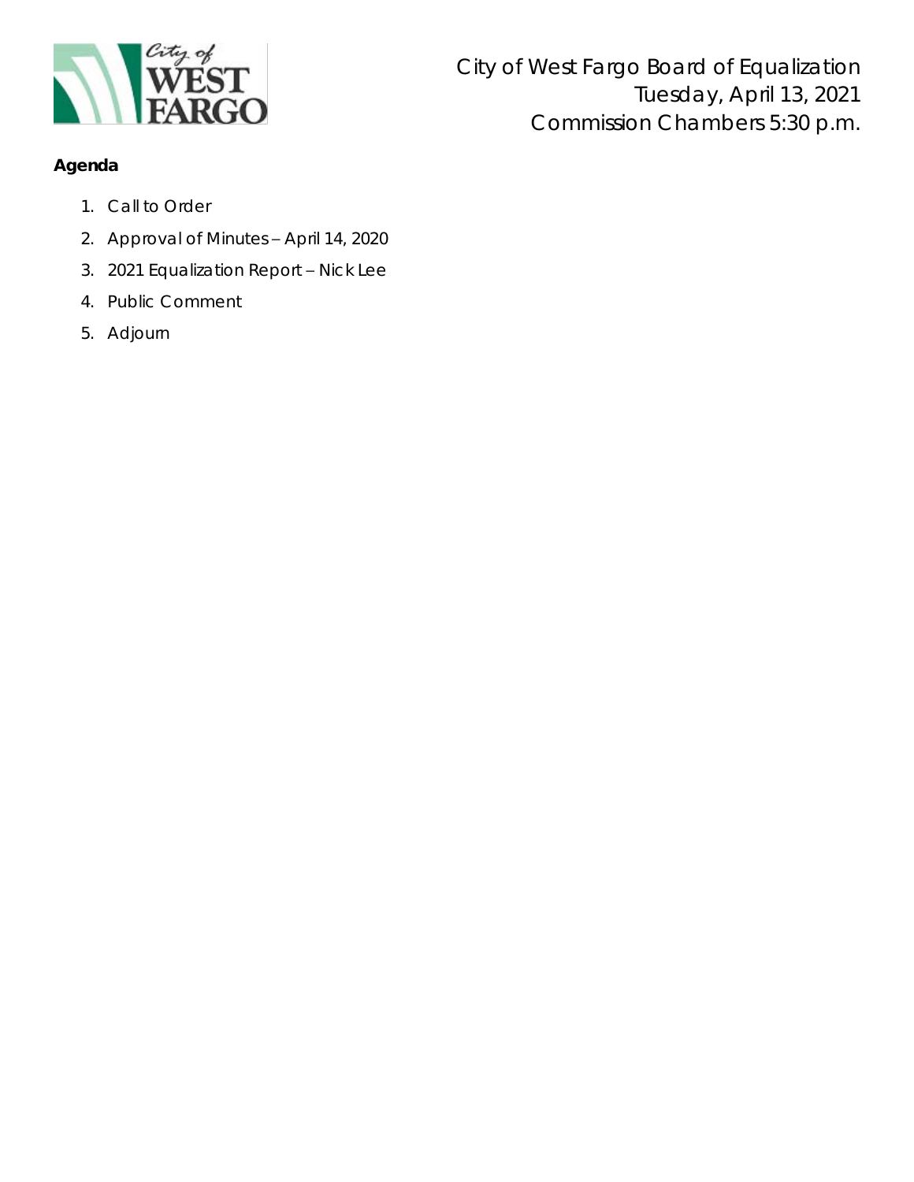City of West Fargo Board of Equalization
Tuesday, April 13, 2021
Commission Chambers 5:30 p.m.

**Agenda**

1. Call to Order
2. Approval of Minutes – April 14, 2020
3. 2021 Equalization Report – Nick Lee
4. Public Comment
5. Adjourn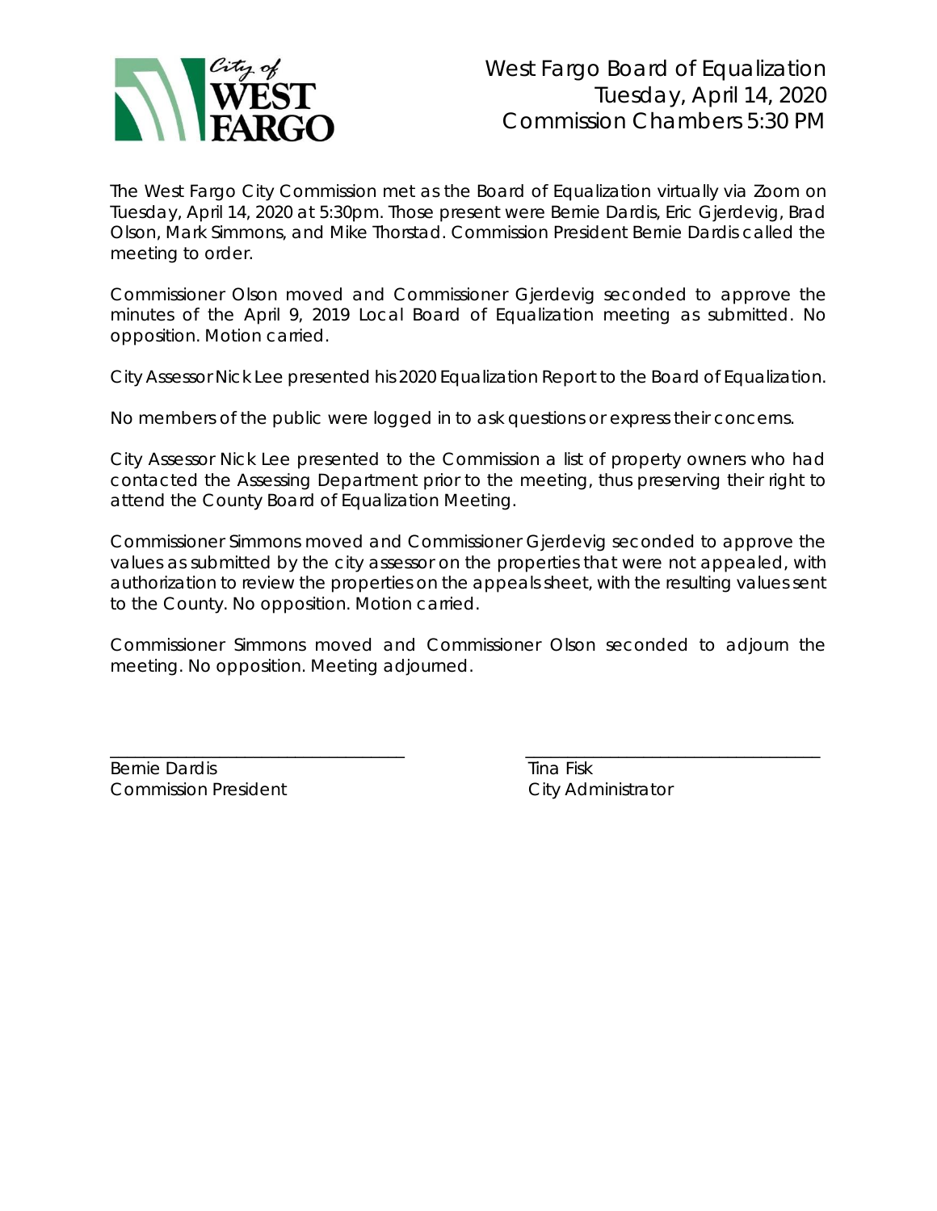West Fargo Board of Equalization
Tuesday, April 14, 2020
Commission Chambers 5:30 PM

The West Fargo City Commission met as the Board of Equalization virtually via Zoom on Tuesday, April 14, 2020 at 5:30pm. Those present were Bernie Dardis, Eric Gjerdevig, Brad Olson, Mark Simmons, and Mike Thorstad. Commission President Bernie Dardis called the meeting to order.

Commissioner Olson moved and Commissioner Gjerdevig seconded to approve the minutes of the April 9, 2019 Local Board of Equalization meeting as submitted. No opposition. Motion carried.

City Assessor Nick Lee presented his 2020 Equalization Report to the Board of Equalization.

No members of the public were logged in to ask questions or express their concerns.

City Assessor Nick Lee presented to the Commission a list of property owners who had contacted the Assessing Department prior to the meeting, thus preserving their right to attend the County Board of Equalization Meeting.

Commissioner Simmons moved and Commissioner Gjerdevig seconded to approve the values as submitted by the city assessor on the properties that were not appealed, with authorization to review the properties on the appeals sheet, with the resulting values sent to the County. No opposition. Motion carried.

Commissioner Simmons moved and Commissioner Olson seconded to adjourn the meeting. No opposition. Meeting adjourned.

\_\_\_\_\_\_\_\_\_\_\_\_\_\_\_\_\_\_\_\_\_\_\_\_\_\_\_\_\_\_\_\_\_\_
Bernie Dardis
Commission President

\_\_\_\_\_\_\_\_\_\_\_\_\_\_\_\_\_\_\_\_\_\_\_\_\_\_\_\_\_\_\_\_\_\_
Tina Fisk
City Administrator